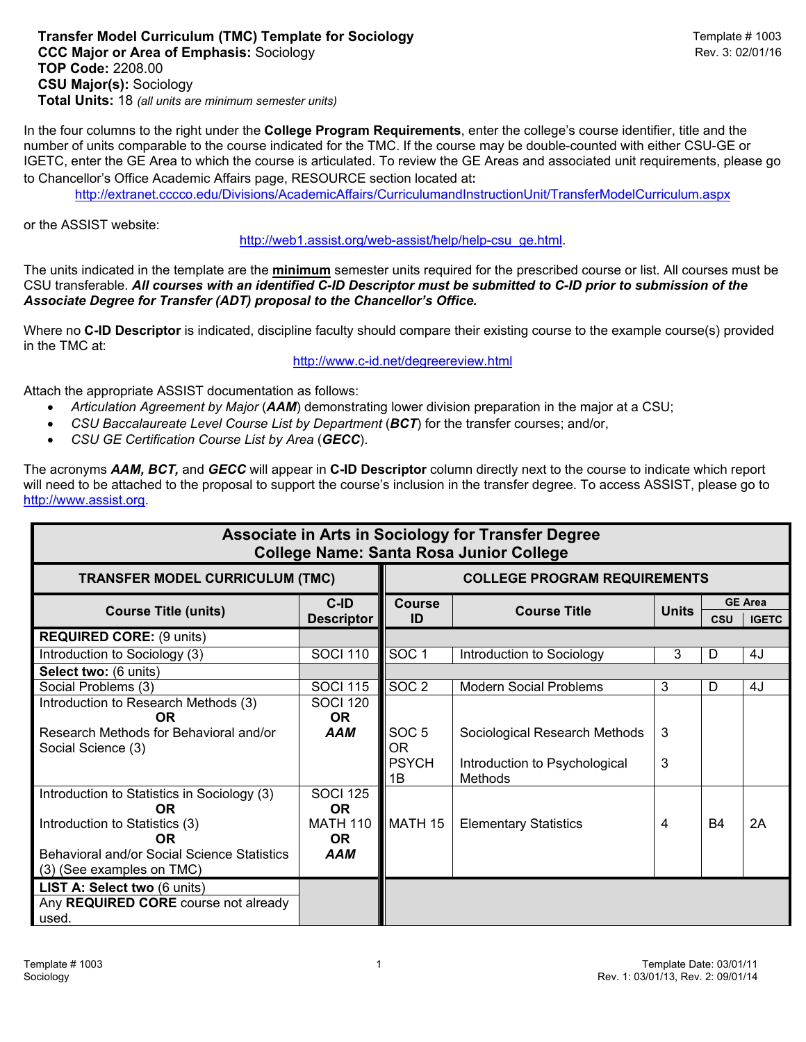**Transfer Model Curriculum (TMC) Template for Sociology**
**CCC Major or Area of Emphasis:** Sociology
**TOP Code:** 2208.00
**CSU Major(s):** Sociology
**Total Units:** 18 *(all units are minimum semester units)*

Template # 1003
Rev. 3: 02/01/16

In the four columns to the right under the **College Program Requirements**, enter the college's course identifier, title and the number of units comparable to the course indicated for the TMC. If the course may be double-counted with either CSU-GE or IGETC, enter the GE Area to which the course is articulated. To review the GE Areas and associated unit requirements, please go to Chancellor's Office Academic Affairs page, RESOURCE section located at**:**

http://extranet.cccco.edu/Divisions/AcademicAffairs/CurriculumandInstructionUnit/TransferModelCurriculum.aspx

or the ASSIST website:

http://web1.assist.org/web-assist/help/help-csu_ge.html.

The units indicated in the template are the **minimum** semester units required for the prescribed course or list. All courses must be CSU transferable. ***All courses with an identified C-ID Descriptor must be submitted to C-ID prior to submission of the Associate Degree for Transfer (ADT) proposal to the Chancellor's Office.***

Where no **C-ID Descriptor** is indicated, discipline faculty should compare their existing course to the example course(s) provided in the TMC at:

http://www.c-id.net/degreereview.html

Attach the appropriate ASSIST documentation as follows:

- *Articulation Agreement by Major (**AAM**) demonstrating lower division preparation in the major at a CSU;*
- *CSU Baccalaureate Level Course List by Department (**BCT**) for the transfer courses; and/or,*
- *CSU GE Certification Course List by Area (**GECC**).*

The acronyms ***AAM, BCT,*** and ***GECC*** will appear in **C-ID Descriptor** column directly next to the course to indicate which report will need to be attached to the proposal to support the course's inclusion in the transfer degree. To access ASSIST, please go to http://www.assist.org.

**Associate in Arts in Sociology for Transfer Degree**
**College Name: Santa Rosa Junior College**

| TRANSFER MODEL CURRICULUM (TMC) | | COLLEGE PROGRAM REQUIREMENTS | | | | |
|---|---|---|---|---|---|---|
| Course Title (units) | C-ID Descriptor | Course ID | Course Title | Units | GE Area CSU | GE Area IGETC |
| **REQUIRED CORE:** (9 units) | | | | | | |
| Introduction to Sociology (3) | SOCI 110 | SOC 1 | Introduction to Sociology | 3 | D | 4J |
| **Select two:** (6 units) | | | | | | |
| Social Problems (3) | SOCI 115 | SOC 2 | Modern Social Problems | 3 | D | 4J |
| Introduction to Research Methods (3) **OR** Research Methods for Behavioral and/or Social Science (3) | SOCI 120 **OR** ***AAM*** | SOC 5 OR PSYCH 1B | Sociological Research Methods / Introduction to Psychological Methods | 3 / 3 | | |
| Introduction to Statistics in Sociology (3) **OR** Introduction to Statistics (3) **OR** Behavioral and/or Social Science Statistics (3) (See examples on TMC) | SOCI 125 **OR** MATH 110 **OR** ***AAM*** | MATH 15 | Elementary Statistics | 4 | B4 | 2A |
| **LIST A: Select two** (6 units) | | | | | | |
| Any **REQUIRED CORE** course not already used. | | | | | | |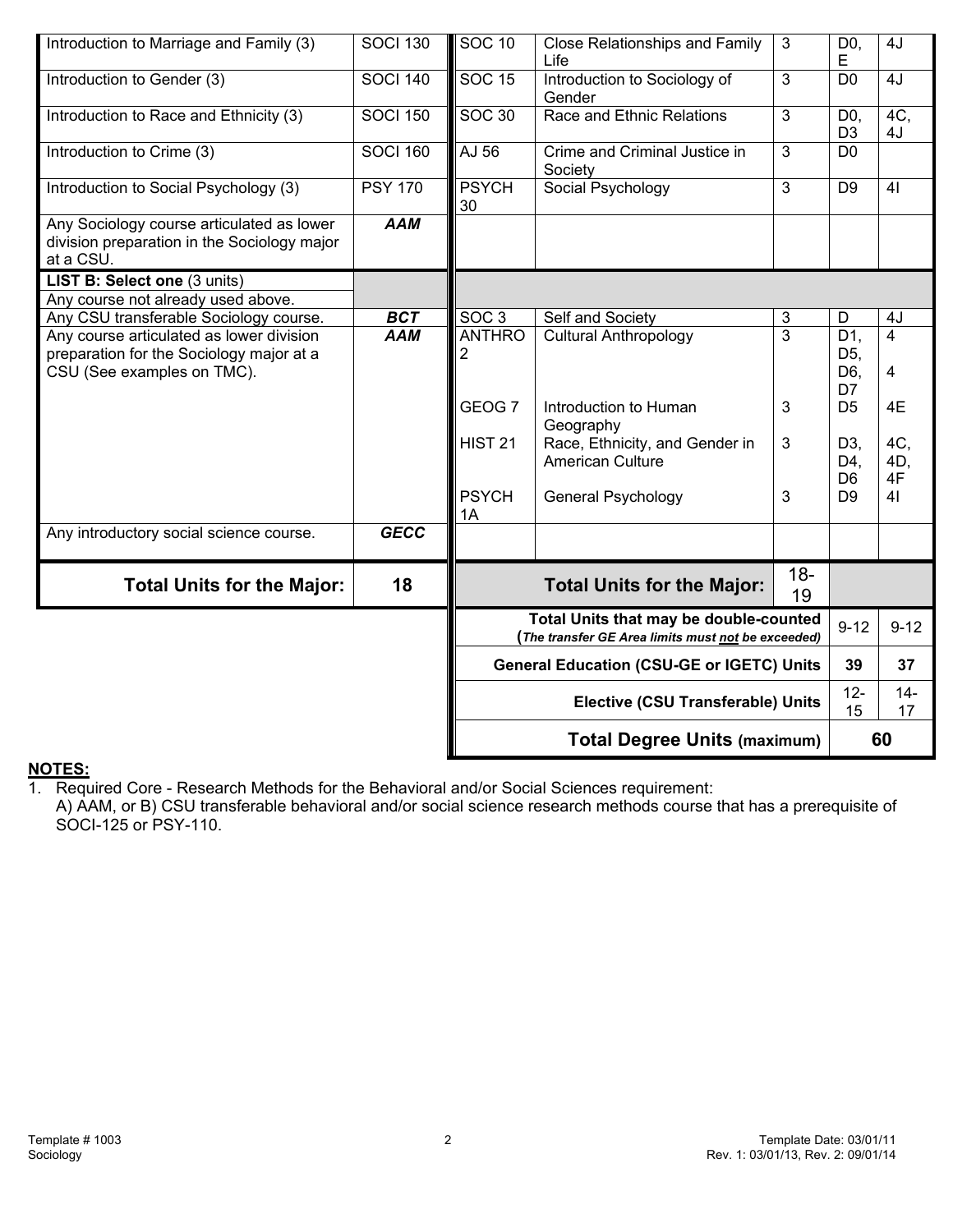| | | | | | | |
|---|---|---|---|---|---|---|
| Introduction to Marriage and Family (3) | SOCI 130 | SOC 10 | Close Relationships and Family Life | 3 | D0, E | 4J |
| Introduction to Gender (3) | SOCI 140 | SOC 15 | Introduction to Sociology of Gender | 3 | D0 | 4J |
| Introduction to Race and Ethnicity (3) | SOCI 150 | SOC 30 | Race and Ethnic Relations | 3 | D0, D3 | 4C, 4J |
| Introduction to Crime (3) | SOCI 160 | AJ 56 | Crime and Criminal Justice in Society | 3 | D0 | |
| Introduction to Social Psychology (3) | PSY 170 | PSYCH 30 | Social Psychology | 3 | D9 | 4I |
| Any Sociology course articulated as lower division preparation in the Sociology major at a CSU. | ***AAM*** | | | | | |
| **LIST B: Select one** (3 units) | | | | | | |
| Any course not already used above. | | | | | | |
| Any CSU transferable Sociology course. | ***BCT*** | SOC 3 | Self and Society | 3 | D | 4J |
| Any course articulated as lower division preparation for the Sociology major at a CSU (See examples on TMC). | ***AAM*** | ANTHRO 2 | Cultural Anthropology | 3 | D1, D5, D6, D7 | 4 4 |
| | | GEOG 7 | Introduction to Human Geography | 3 | D5 | 4E |
| | | HIST 21 | Race, Ethnicity, and Gender in American Culture | 3 | D3, D4, D6 | 4C, 4D, 4F |
| | | PSYCH 1A | General Psychology | 3 | D9 | 4I |
| Any introductory social science course. | ***GECC*** | | | | | |
| **Total Units for the Major:** | **18** | | **Total Units for the Major:** | 18-19 | | |
| | | | **Total Units that may be double-counted** (*The transfer GE Area limits must not be exceeded*) | | 9-12 | 9-12 |
| | | | **General Education (CSU-GE or IGETC) Units** | | **39** | **37** |
| | | | **Elective (CSU Transferable) Units** | | 12-15 | 14-17 |
| | | | **Total Degree Units (maximum)** | | **60** | |

**NOTES:**

1. Required Core - Research Methods for the Behavioral and/or Social Sciences requirement:
   A) AAM, or B) CSU transferable behavioral and/or social science research methods course that has a prerequisite of SOCI-125 or PSY-110.

Template # 1003
Sociology

Template Date: 03/01/11
Rev. 1: 03/01/13, Rev. 2: 09/01/14